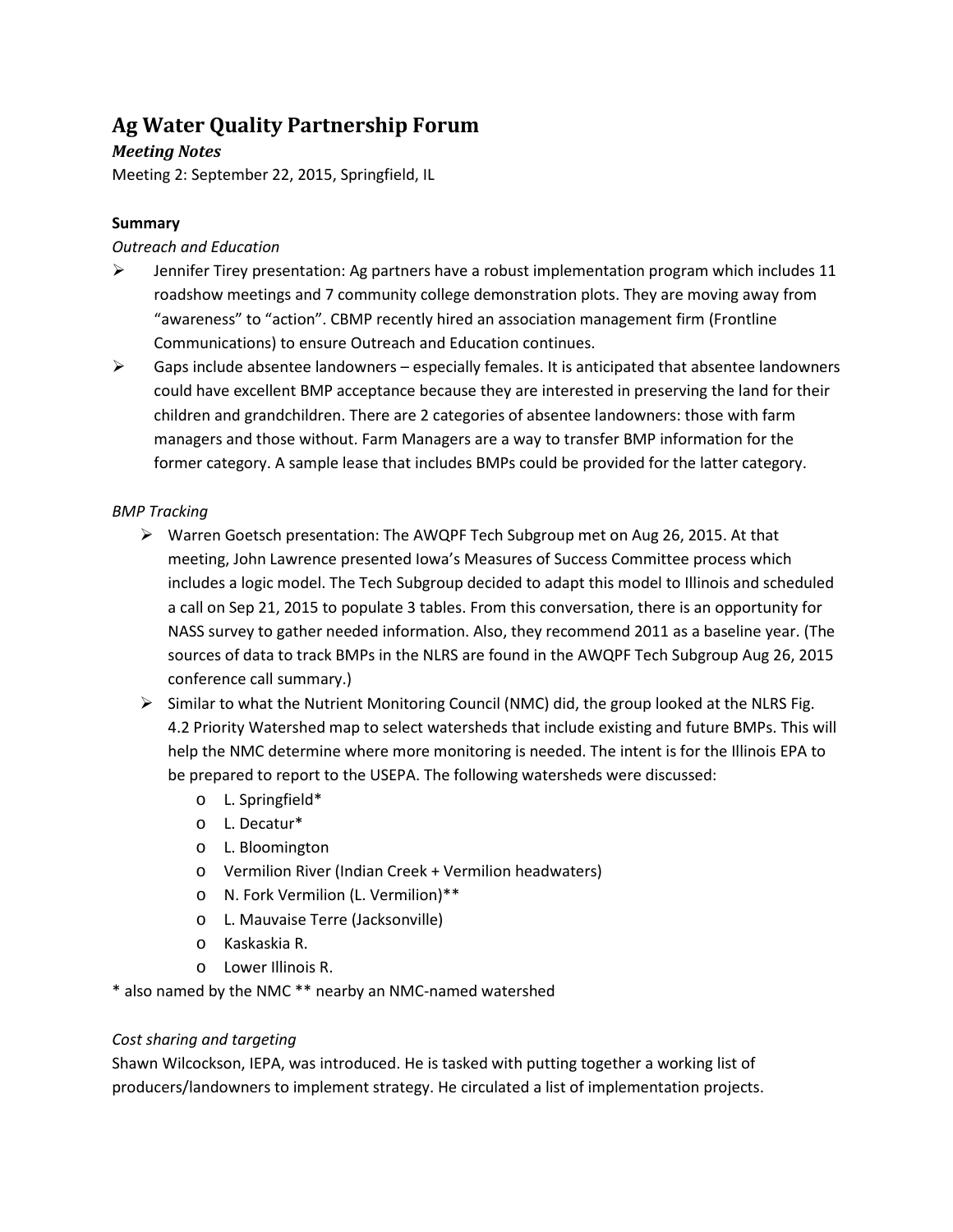# Ag Water Quality Partnership Forum

***Meeting Notes***

Meeting 2: September 22, 2015, Springfield, IL

**Summary**

*Outreach and Education*

- Jennifer Tirey presentation: Ag partners have a robust implementation program which includes 11 roadshow meetings and 7 community college demonstration plots. They are moving away from "awareness" to "action". CBMP recently hired an association management firm (Frontline Communications) to ensure Outreach and Education continues.
- Gaps include absentee landowners – especially females. It is anticipated that absentee landowners could have excellent BMP acceptance because they are interested in preserving the land for their children and grandchildren. There are 2 categories of absentee landowners: those with farm managers and those without. Farm Managers are a way to transfer BMP information for the former category. A sample lease that includes BMPs could be provided for the latter category.

*BMP Tracking*

- Warren Goetsch presentation: The AWQPF Tech Subgroup met on Aug 26, 2015. At that meeting, John Lawrence presented Iowa's Measures of Success Committee process which includes a logic model. The Tech Subgroup decided to adapt this model to Illinois and scheduled a call on Sep 21, 2015 to populate 3 tables. From this conversation, there is an opportunity for NASS survey to gather needed information. Also, they recommend 2011 as a baseline year. (The sources of data to track BMPs in the NLRS are found in the AWQPF Tech Subgroup Aug 26, 2015 conference call summary.)
- Similar to what the Nutrient Monitoring Council (NMC) did, the group looked at the NLRS Fig. 4.2 Priority Watershed map to select watersheds that include existing and future BMPs. This will help the NMC determine where more monitoring is needed. The intent is for the Illinois EPA to be prepared to report to the USEPA. The following watersheds were discussed:
  - L. Springfield*
  - L. Decatur*
  - L. Bloomington
  - Vermilion River (Indian Creek + Vermilion headwaters)
  - N. Fork Vermilion (L. Vermilion)**
  - L. Mauvaise Terre (Jacksonville)
  - Kaskaskia R.
  - Lower Illinois R.

\* also named by the NMC ** nearby an NMC-named watershed

*Cost sharing and targeting*

Shawn Wilcockson, IEPA, was introduced. He is tasked with putting together a working list of producers/landowners to implement strategy. He circulated a list of implementation projects.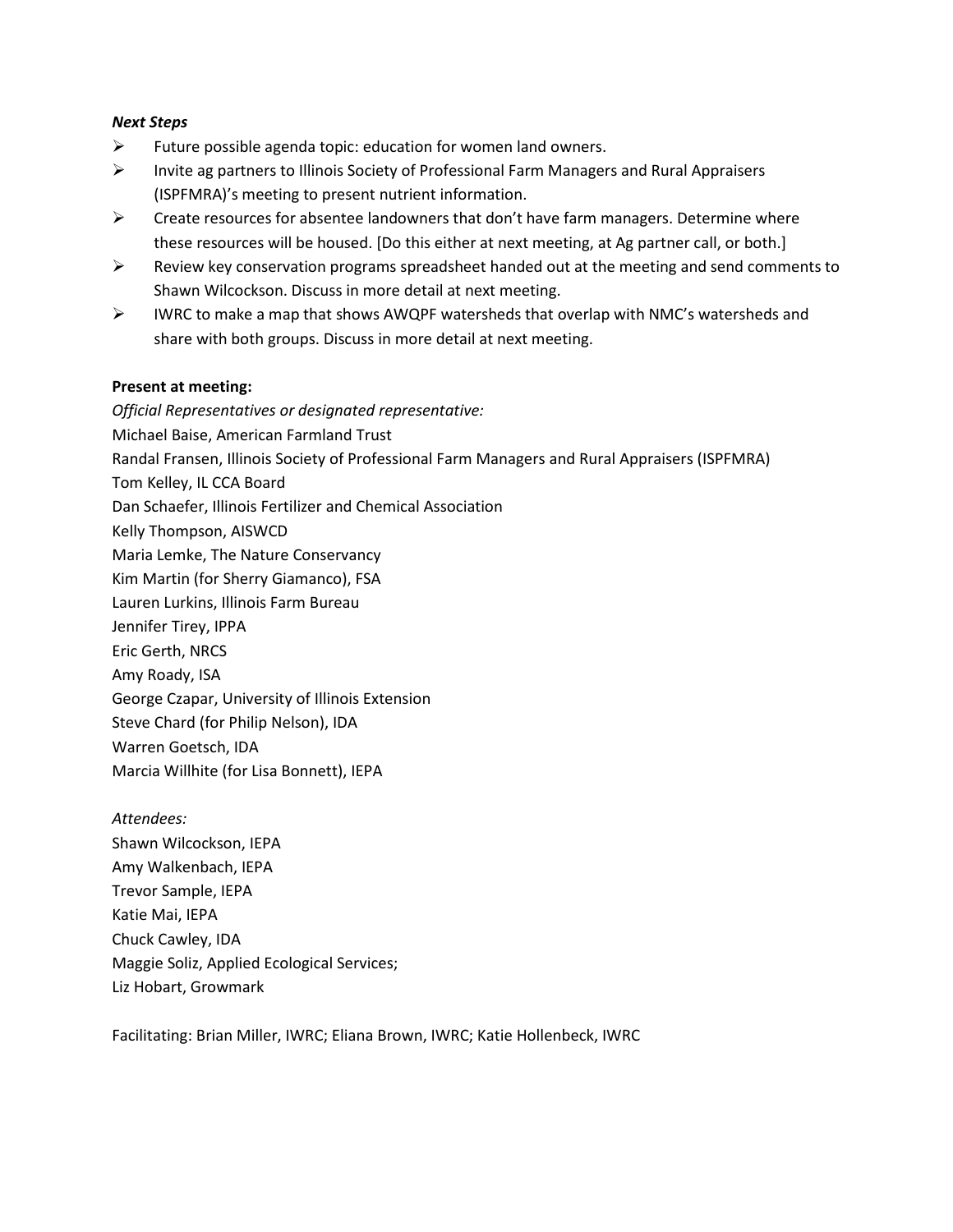***Next Steps***

- Future possible agenda topic: education for women land owners.
- Invite ag partners to Illinois Society of Professional Farm Managers and Rural Appraisers (ISPFMRA)'s meeting to present nutrient information.
- Create resources for absentee landowners that don't have farm managers. Determine where these resources will be housed. [Do this either at next meeting, at Ag partner call, or both.]
- Review key conservation programs spreadsheet handed out at the meeting and send comments to Shawn Wilcockson. Discuss in more detail at next meeting.
- IWRC to make a map that shows AWQPF watersheds that overlap with NMC's watersheds and share with both groups. Discuss in more detail at next meeting.

**Present at meeting:**

*Official Representatives or designated representative:*
Michael Baise, American Farmland Trust
Randal Fransen, Illinois Society of Professional Farm Managers and Rural Appraisers (ISPFMRA)
Tom Kelley, IL CCA Board
Dan Schaefer, Illinois Fertilizer and Chemical Association
Kelly Thompson, AISWCD
Maria Lemke, The Nature Conservancy
Kim Martin (for Sherry Giamanco), FSA
Lauren Lurkins, Illinois Farm Bureau
Jennifer Tirey, IPPA
Eric Gerth, NRCS
Amy Roady, ISA
George Czapar, University of Illinois Extension
Steve Chard (for Philip Nelson), IDA
Warren Goetsch, IDA
Marcia Willhite (for Lisa Bonnett), IEPA

*Attendees:*
Shawn Wilcockson, IEPA
Amy Walkenbach, IEPA
Trevor Sample, IEPA
Katie Mai, IEPA
Chuck Cawley, IDA
Maggie Soliz, Applied Ecological Services;
Liz Hobart, Growmark

Facilitating: Brian Miller, IWRC; Eliana Brown, IWRC; Katie Hollenbeck, IWRC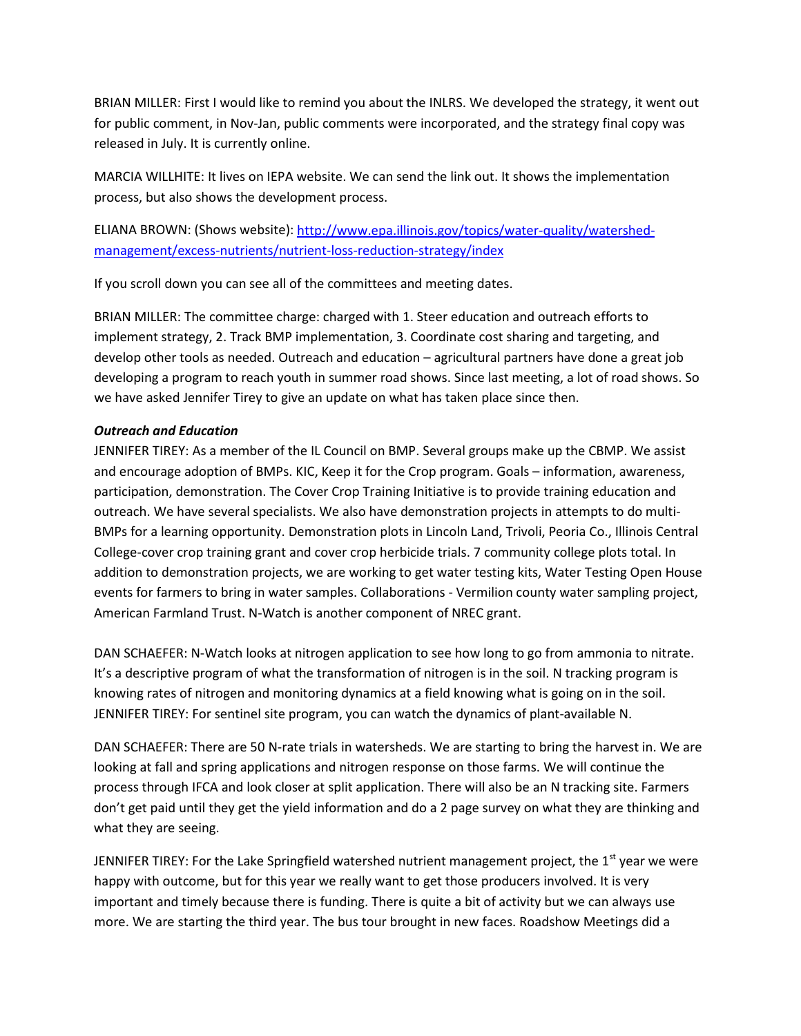BRIAN MILLER: First I would like to remind you about the INLRS. We developed the strategy, it went out for public comment, in Nov-Jan, public comments were incorporated, and the strategy final copy was released in July. It is currently online.

MARCIA WILLHITE: It lives on IEPA website. We can send the link out. It shows the implementation process, but also shows the development process.

ELIANA BROWN: (Shows website): [http://www.epa.illinois.gov/topics/water-quality/watershed-management/excess-nutrients/nutrient-loss-reduction-strategy/index](http://www.epa.illinois.gov/topics/water-quality/watershed-management/excess-nutrients/nutrient-loss-reduction-strategy/index)

If you scroll down you can see all of the committees and meeting dates.

BRIAN MILLER: The committee charge: charged with 1. Steer education and outreach efforts to implement strategy, 2. Track BMP implementation, 3. Coordinate cost sharing and targeting, and develop other tools as needed. Outreach and education – agricultural partners have done a great job developing a program to reach youth in summer road shows. Since last meeting, a lot of road shows. So we have asked Jennifer Tirey to give an update on what has taken place since then.

***Outreach and Education***

JENNIFER TIREY: As a member of the IL Council on BMP. Several groups make up the CBMP. We assist and encourage adoption of BMPs. KIC, Keep it for the Crop program. Goals – information, awareness, participation, demonstration. The Cover Crop Training Initiative is to provide training education and outreach. We have several specialists. We also have demonstration projects in attempts to do multi-BMPs for a learning opportunity. Demonstration plots in Lincoln Land, Trivoli, Peoria Co., Illinois Central College-cover crop training grant and cover crop herbicide trials. 7 community college plots total. In addition to demonstration projects, we are working to get water testing kits, Water Testing Open House events for farmers to bring in water samples. Collaborations - Vermilion county water sampling project, American Farmland Trust. N-Watch is another component of NREC grant.

DAN SCHAEFER: N-Watch looks at nitrogen application to see how long to go from ammonia to nitrate. It's a descriptive program of what the transformation of nitrogen is in the soil. N tracking program is knowing rates of nitrogen and monitoring dynamics at a field knowing what is going on in the soil.

JENNIFER TIREY: For sentinel site program, you can watch the dynamics of plant-available N.

DAN SCHAEFER: There are 50 N-rate trials in watersheds. We are starting to bring the harvest in. We are looking at fall and spring applications and nitrogen response on those farms. We will continue the process through IFCA and look closer at split application. There will also be an N tracking site. Farmers don't get paid until they get the yield information and do a 2 page survey on what they are thinking and what they are seeing.

JENNIFER TIREY: For the Lake Springfield watershed nutrient management project, the 1st year we were happy with outcome, but for this year we really want to get those producers involved. It is very important and timely because there is funding. There is quite a bit of activity but we can always use more. We are starting the third year. The bus tour brought in new faces. Roadshow Meetings did a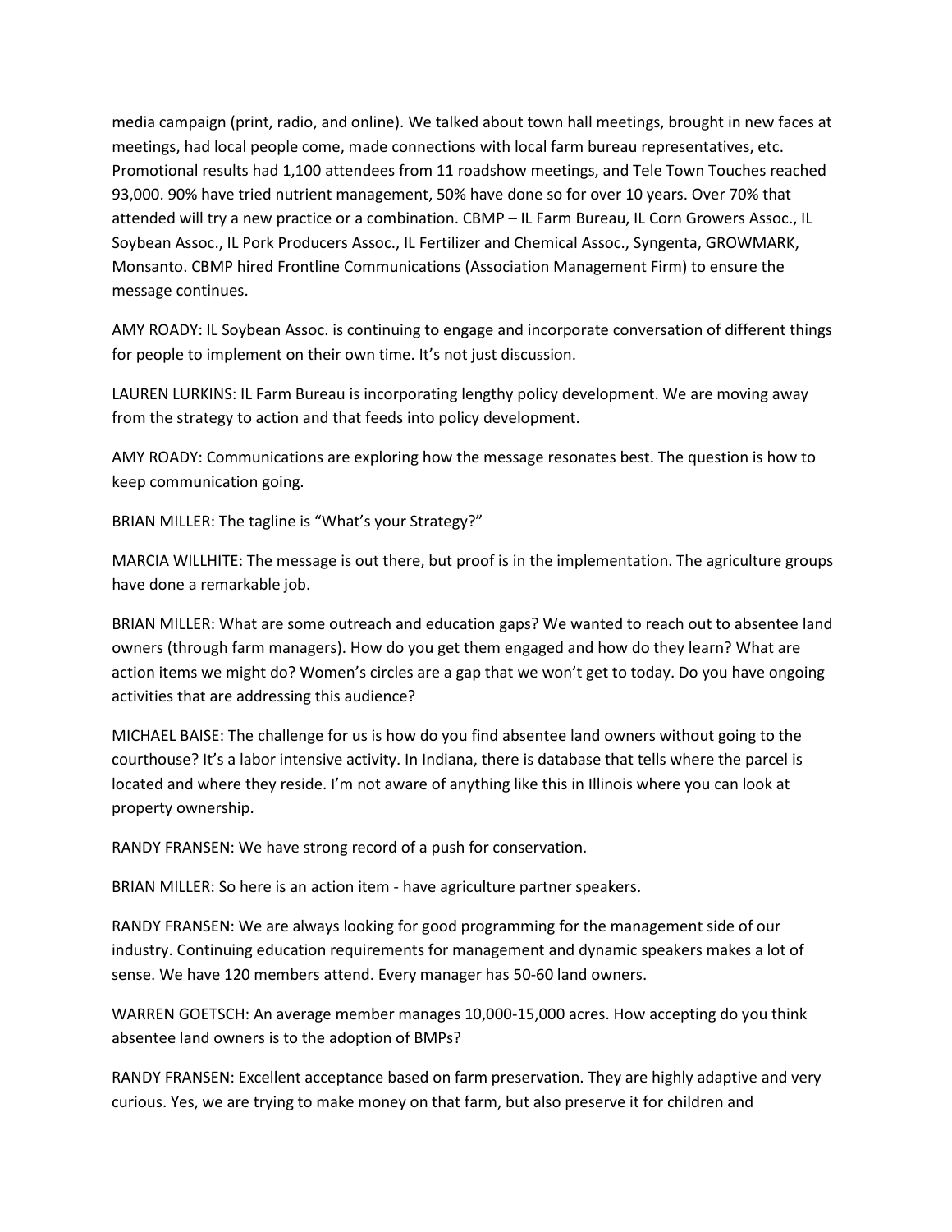media campaign (print, radio, and online). We talked about town hall meetings, brought in new faces at meetings, had local people come, made connections with local farm bureau representatives, etc. Promotional results had 1,100 attendees from 11 roadshow meetings, and Tele Town Touches reached 93,000. 90% have tried nutrient management, 50% have done so for over 10 years. Over 70% that attended will try a new practice or a combination. CBMP – IL Farm Bureau, IL Corn Growers Assoc., IL Soybean Assoc., IL Pork Producers Assoc., IL Fertilizer and Chemical Assoc., Syngenta, GROWMARK, Monsanto. CBMP hired Frontline Communications (Association Management Firm) to ensure the message continues.

AMY ROADY: IL Soybean Assoc. is continuing to engage and incorporate conversation of different things for people to implement on their own time. It's not just discussion.

LAUREN LURKINS: IL Farm Bureau is incorporating lengthy policy development. We are moving away from the strategy to action and that feeds into policy development.

AMY ROADY: Communications are exploring how the message resonates best. The question is how to keep communication going.

BRIAN MILLER: The tagline is "What's your Strategy?"

MARCIA WILLHITE: The message is out there, but proof is in the implementation. The agriculture groups have done a remarkable job.

BRIAN MILLER: What are some outreach and education gaps? We wanted to reach out to absentee land owners (through farm managers). How do you get them engaged and how do they learn? What are action items we might do? Women's circles are a gap that we won't get to today. Do you have ongoing activities that are addressing this audience?

MICHAEL BAISE: The challenge for us is how do you find absentee land owners without going to the courthouse? It's a labor intensive activity. In Indiana, there is database that tells where the parcel is located and where they reside. I'm not aware of anything like this in Illinois where you can look at property ownership.

RANDY FRANSEN: We have strong record of a push for conservation.

BRIAN MILLER: So here is an action item - have agriculture partner speakers.

RANDY FRANSEN: We are always looking for good programming for the management side of our industry. Continuing education requirements for management and dynamic speakers makes a lot of sense. We have 120 members attend. Every manager has 50-60 land owners.

WARREN GOETSCH: An average member manages 10,000-15,000 acres. How accepting do you think absentee land owners is to the adoption of BMPs?

RANDY FRANSEN: Excellent acceptance based on farm preservation. They are highly adaptive and very curious. Yes, we are trying to make money on that farm, but also preserve it for children and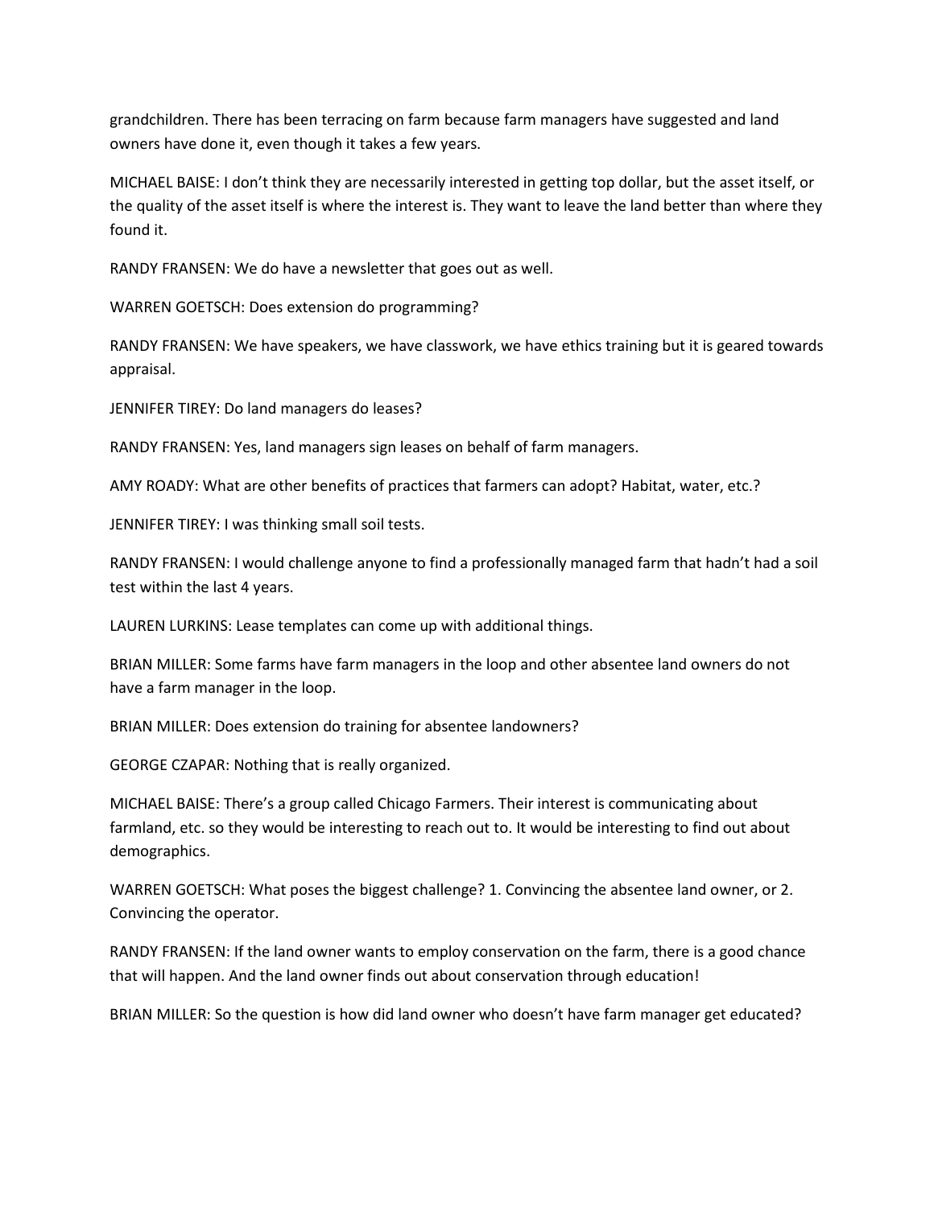grandchildren. There has been terracing on farm because farm managers have suggested and land owners have done it, even though it takes a few years.

MICHAEL BAISE: I don't think they are necessarily interested in getting top dollar, but the asset itself, or the quality of the asset itself is where the interest is. They want to leave the land better than where they found it.

RANDY FRANSEN: We do have a newsletter that goes out as well.

WARREN GOETSCH: Does extension do programming?

RANDY FRANSEN: We have speakers, we have classwork, we have ethics training but it is geared towards appraisal.

JENNIFER TIREY: Do land managers do leases?

RANDY FRANSEN: Yes, land managers sign leases on behalf of farm managers.

AMY ROADY: What are other benefits of practices that farmers can adopt? Habitat, water, etc.?

JENNIFER TIREY: I was thinking small soil tests.

RANDY FRANSEN: I would challenge anyone to find a professionally managed farm that hadn't had a soil test within the last 4 years.

LAUREN LURKINS: Lease templates can come up with additional things.

BRIAN MILLER: Some farms have farm managers in the loop and other absentee land owners do not have a farm manager in the loop.

BRIAN MILLER: Does extension do training for absentee landowners?

GEORGE CZAPAR: Nothing that is really organized.

MICHAEL BAISE: There's a group called Chicago Farmers. Their interest is communicating about farmland, etc. so they would be interesting to reach out to. It would be interesting to find out about demographics.

WARREN GOETSCH: What poses the biggest challenge? 1. Convincing the absentee land owner, or 2. Convincing the operator.

RANDY FRANSEN: If the land owner wants to employ conservation on the farm, there is a good chance that will happen. And the land owner finds out about conservation through education!

BRIAN MILLER: So the question is how did land owner who doesn't have farm manager get educated?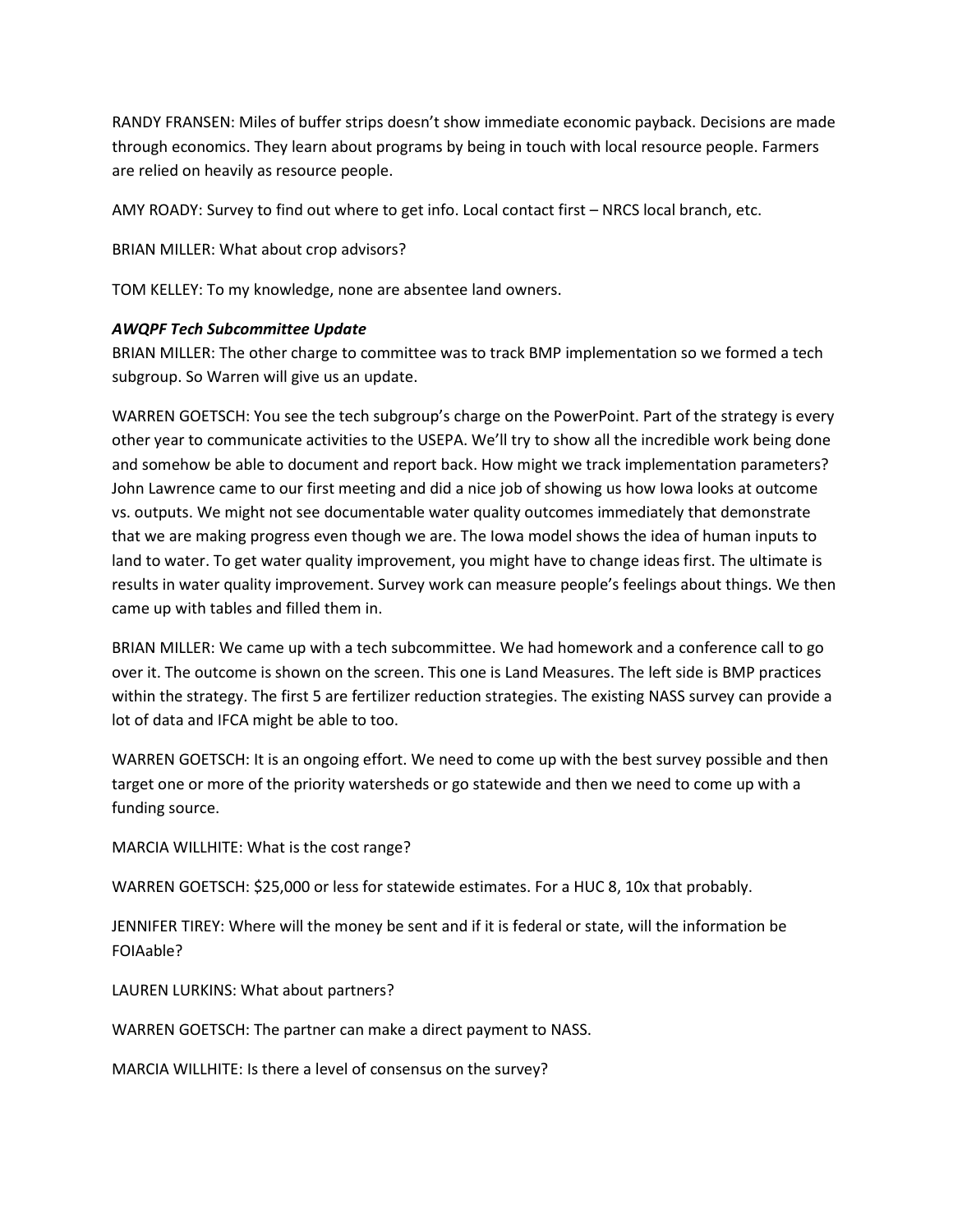RANDY FRANSEN: Miles of buffer strips doesn't show immediate economic payback. Decisions are made through economics. They learn about programs by being in touch with local resource people. Farmers are relied on heavily as resource people.

AMY ROADY: Survey to find out where to get info. Local contact first – NRCS local branch, etc.

BRIAN MILLER: What about crop advisors?

TOM KELLEY: To my knowledge, none are absentee land owners.

***AWQPF Tech Subcommittee Update***

BRIAN MILLER: The other charge to committee was to track BMP implementation so we formed a tech subgroup. So Warren will give us an update.

WARREN GOETSCH: You see the tech subgroup's charge on the PowerPoint. Part of the strategy is every other year to communicate activities to the USEPA. We'll try to show all the incredible work being done and somehow be able to document and report back. How might we track implementation parameters? John Lawrence came to our first meeting and did a nice job of showing us how Iowa looks at outcome vs. outputs. We might not see documentable water quality outcomes immediately that demonstrate that we are making progress even though we are. The Iowa model shows the idea of human inputs to land to water. To get water quality improvement, you might have to change ideas first. The ultimate is results in water quality improvement. Survey work can measure people's feelings about things. We then came up with tables and filled them in.

BRIAN MILLER: We came up with a tech subcommittee. We had homework and a conference call to go over it. The outcome is shown on the screen. This one is Land Measures. The left side is BMP practices within the strategy. The first 5 are fertilizer reduction strategies. The existing NASS survey can provide a lot of data and IFCA might be able to too.

WARREN GOETSCH: It is an ongoing effort. We need to come up with the best survey possible and then target one or more of the priority watersheds or go statewide and then we need to come up with a funding source.

MARCIA WILLHITE: What is the cost range?

WARREN GOETSCH: $25,000 or less for statewide estimates. For a HUC 8, 10x that probably.

JENNIFER TIREY: Where will the money be sent and if it is federal or state, will the information be FOIAable?

LAUREN LURKINS: What about partners?

WARREN GOETSCH: The partner can make a direct payment to NASS.

MARCIA WILLHITE: Is there a level of consensus on the survey?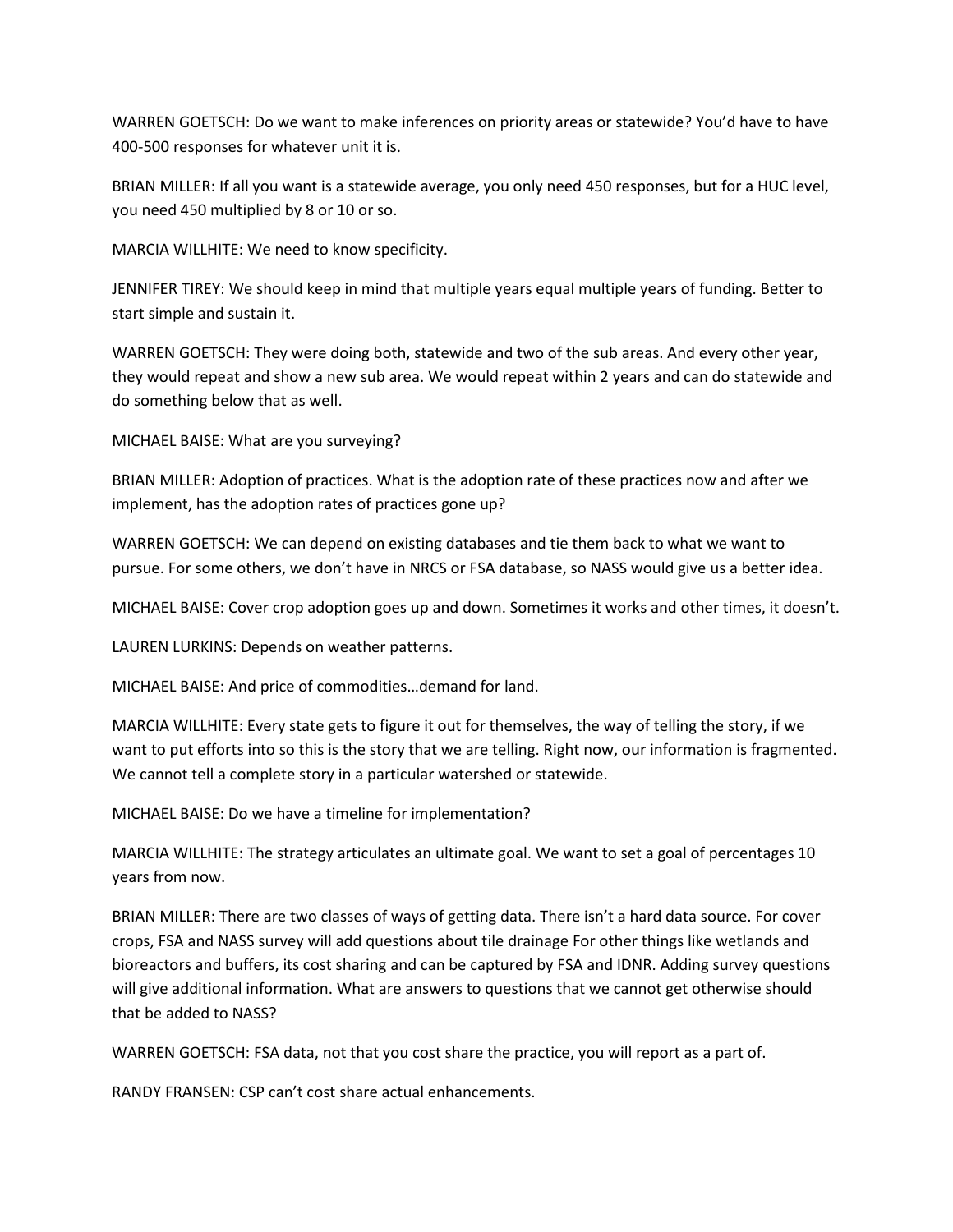WARREN GOETSCH: Do we want to make inferences on priority areas or statewide? You'd have to have 400-500 responses for whatever unit it is.

BRIAN MILLER: If all you want is a statewide average, you only need 450 responses, but for a HUC level, you need 450 multiplied by 8 or 10 or so.

MARCIA WILLHITE: We need to know specificity.

JENNIFER TIREY: We should keep in mind that multiple years equal multiple years of funding. Better to start simple and sustain it.

WARREN GOETSCH: They were doing both, statewide and two of the sub areas. And every other year, they would repeat and show a new sub area. We would repeat within 2 years and can do statewide and do something below that as well.

MICHAEL BAISE: What are you surveying?

BRIAN MILLER: Adoption of practices. What is the adoption rate of these practices now and after we implement, has the adoption rates of practices gone up?

WARREN GOETSCH: We can depend on existing databases and tie them back to what we want to pursue. For some others, we don't have in NRCS or FSA database, so NASS would give us a better idea.

MICHAEL BAISE: Cover crop adoption goes up and down. Sometimes it works and other times, it doesn't.

LAUREN LURKINS: Depends on weather patterns.

MICHAEL BAISE: And price of commodities…demand for land.

MARCIA WILLHITE: Every state gets to figure it out for themselves, the way of telling the story, if we want to put efforts into so this is the story that we are telling. Right now, our information is fragmented. We cannot tell a complete story in a particular watershed or statewide.

MICHAEL BAISE: Do we have a timeline for implementation?

MARCIA WILLHITE: The strategy articulates an ultimate goal. We want to set a goal of percentages 10 years from now.

BRIAN MILLER: There are two classes of ways of getting data. There isn't a hard data source. For cover crops, FSA and NASS survey will add questions about tile drainage For other things like wetlands and bioreactors and buffers, its cost sharing and can be captured by FSA and IDNR. Adding survey questions will give additional information. What are answers to questions that we cannot get otherwise should that be added to NASS?

WARREN GOETSCH: FSA data, not that you cost share the practice, you will report as a part of.

RANDY FRANSEN: CSP can't cost share actual enhancements.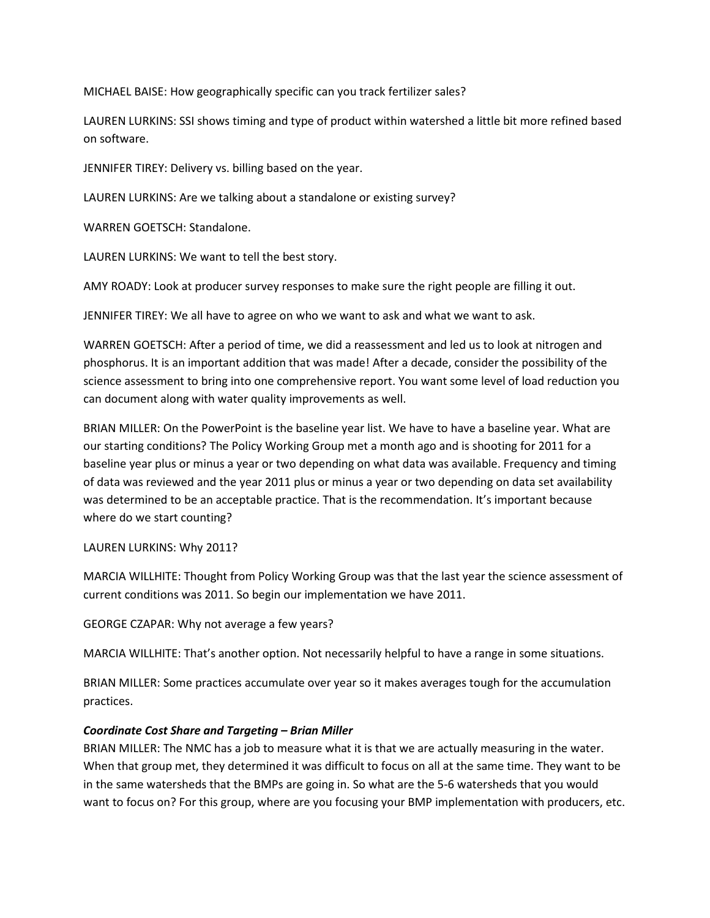MICHAEL BAISE: How geographically specific can you track fertilizer sales?

LAUREN LURKINS: SSI shows timing and type of product within watershed a little bit more refined based on software.

JENNIFER TIREY: Delivery vs. billing based on the year.

LAUREN LURKINS: Are we talking about a standalone or existing survey?

WARREN GOETSCH: Standalone.

LAUREN LURKINS: We want to tell the best story.

AMY ROADY: Look at producer survey responses to make sure the right people are filling it out.

JENNIFER TIREY: We all have to agree on who we want to ask and what we want to ask.

WARREN GOETSCH: After a period of time, we did a reassessment and led us to look at nitrogen and phosphorus. It is an important addition that was made! After a decade, consider the possibility of the science assessment to bring into one comprehensive report. You want some level of load reduction you can document along with water quality improvements as well.

BRIAN MILLER: On the PowerPoint is the baseline year list. We have to have a baseline year. What are our starting conditions? The Policy Working Group met a month ago and is shooting for 2011 for a baseline year plus or minus a year or two depending on what data was available. Frequency and timing of data was reviewed and the year 2011 plus or minus a year or two depending on data set availability was determined to be an acceptable practice. That is the recommendation. It's important because where do we start counting?

LAUREN LURKINS: Why 2011?

MARCIA WILLHITE: Thought from Policy Working Group was that the last year the science assessment of current conditions was 2011. So begin our implementation we have 2011.

GEORGE CZAPAR: Why not average a few years?

MARCIA WILLHITE: That's another option. Not necessarily helpful to have a range in some situations.

BRIAN MILLER: Some practices accumulate over year so it makes averages tough for the accumulation practices.

***Coordinate Cost Share and Targeting – Brian Miller***

BRIAN MILLER: The NMC has a job to measure what it is that we are actually measuring in the water. When that group met, they determined it was difficult to focus on all at the same time. They want to be in the same watersheds that the BMPs are going in. So what are the 5-6 watersheds that you would want to focus on? For this group, where are you focusing your BMP implementation with producers, etc.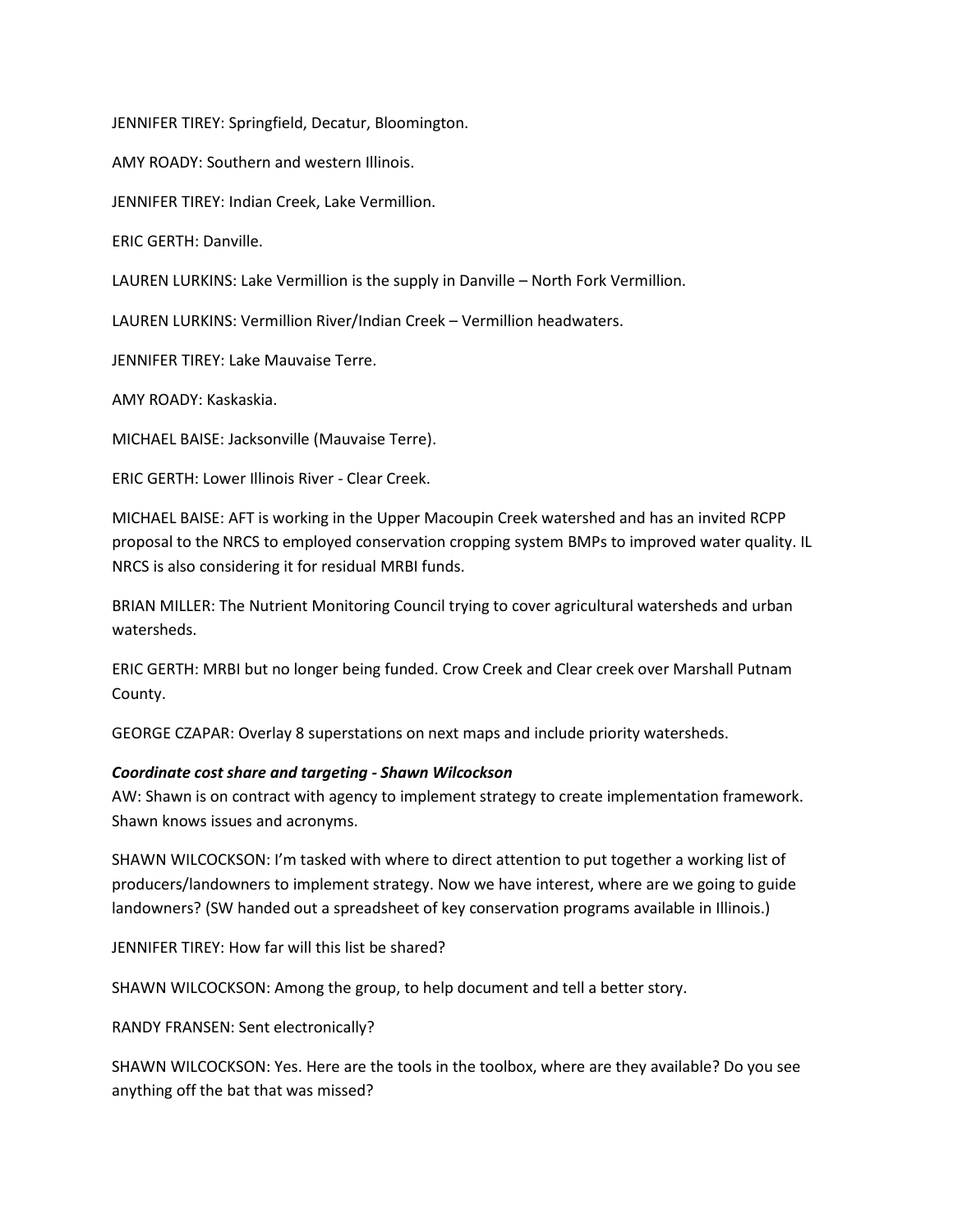JENNIFER TIREY: Springfield, Decatur, Bloomington.

AMY ROADY: Southern and western Illinois.

JENNIFER TIREY: Indian Creek, Lake Vermillion.

ERIC GERTH: Danville.

LAUREN LURKINS: Lake Vermillion is the supply in Danville – North Fork Vermillion.

LAUREN LURKINS: Vermillion River/Indian Creek – Vermillion headwaters.

JENNIFER TIREY: Lake Mauvaise Terre.

AMY ROADY: Kaskaskia.

MICHAEL BAISE: Jacksonville (Mauvaise Terre).

ERIC GERTH: Lower Illinois River - Clear Creek.

MICHAEL BAISE: AFT is working in the Upper Macoupin Creek watershed and has an invited RCPP proposal to the NRCS to employed conservation cropping system BMPs to improved water quality. IL NRCS is also considering it for residual MRBI funds.

BRIAN MILLER: The Nutrient Monitoring Council trying to cover agricultural watersheds and urban watersheds.

ERIC GERTH: MRBI but no longer being funded. Crow Creek and Clear creek over Marshall Putnam County.

GEORGE CZAPAR: Overlay 8 superstations on next maps and include priority watersheds.

***Coordinate cost share and targeting - Shawn Wilcockson***

AW: Shawn is on contract with agency to implement strategy to create implementation framework. Shawn knows issues and acronyms.

SHAWN WILCOCKSON: I'm tasked with where to direct attention to put together a working list of producers/landowners to implement strategy. Now we have interest, where are we going to guide landowners? (SW handed out a spreadsheet of key conservation programs available in Illinois.)

JENNIFER TIREY: How far will this list be shared?

SHAWN WILCOCKSON: Among the group, to help document and tell a better story.

RANDY FRANSEN: Sent electronically?

SHAWN WILCOCKSON: Yes. Here are the tools in the toolbox, where are they available? Do you see anything off the bat that was missed?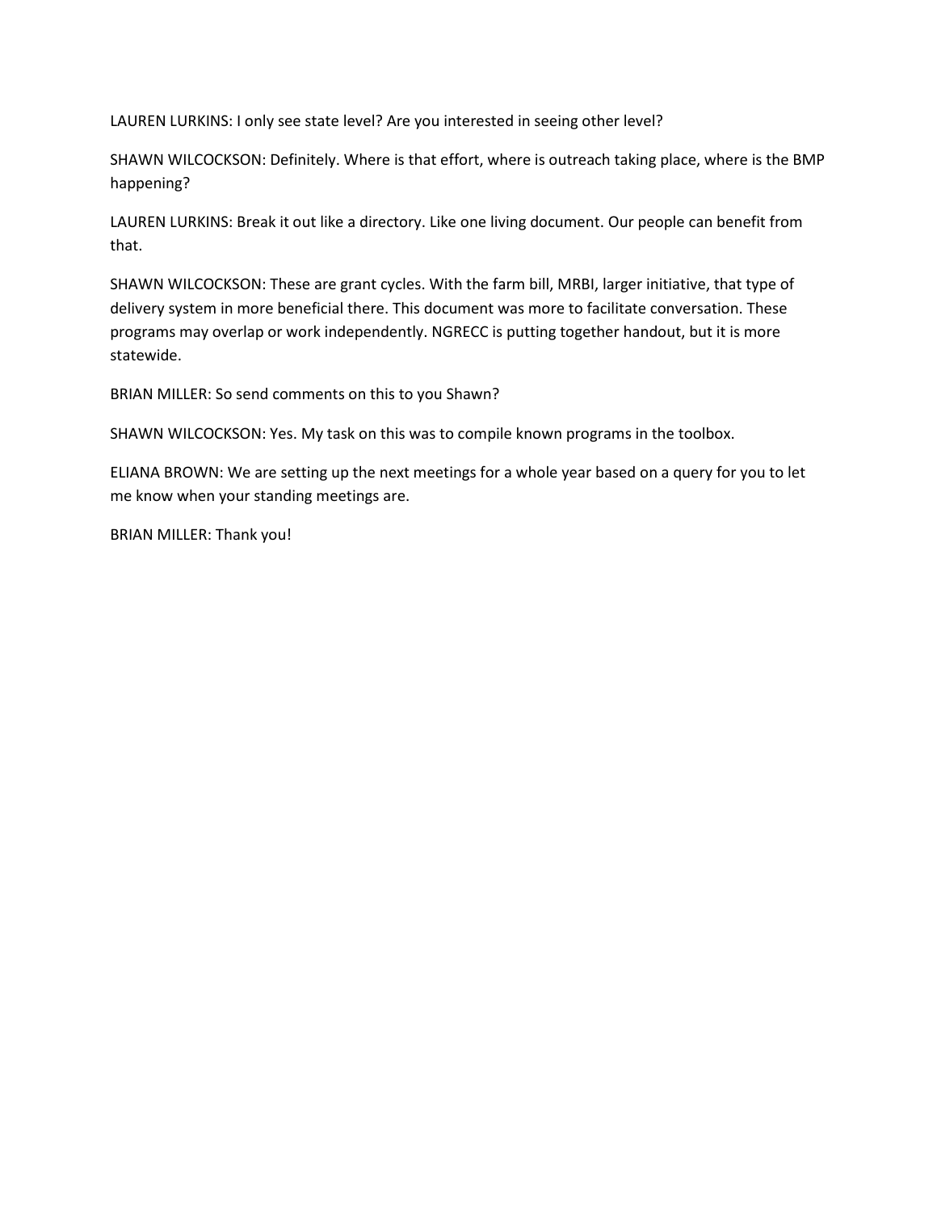LAUREN LURKINS: I only see state level? Are you interested in seeing other level?

SHAWN WILCOCKSON: Definitely. Where is that effort, where is outreach taking place, where is the BMP happening?

LAUREN LURKINS: Break it out like a directory. Like one living document. Our people can benefit from that.

SHAWN WILCOCKSON: These are grant cycles. With the farm bill, MRBI, larger initiative, that type of delivery system in more beneficial there. This document was more to facilitate conversation. These programs may overlap or work independently. NGRECC is putting together handout, but it is more statewide.

BRIAN MILLER: So send comments on this to you Shawn?

SHAWN WILCOCKSON: Yes. My task on this was to compile known programs in the toolbox.

ELIANA BROWN: We are setting up the next meetings for a whole year based on a query for you to let me know when your standing meetings are.

BRIAN MILLER: Thank you!